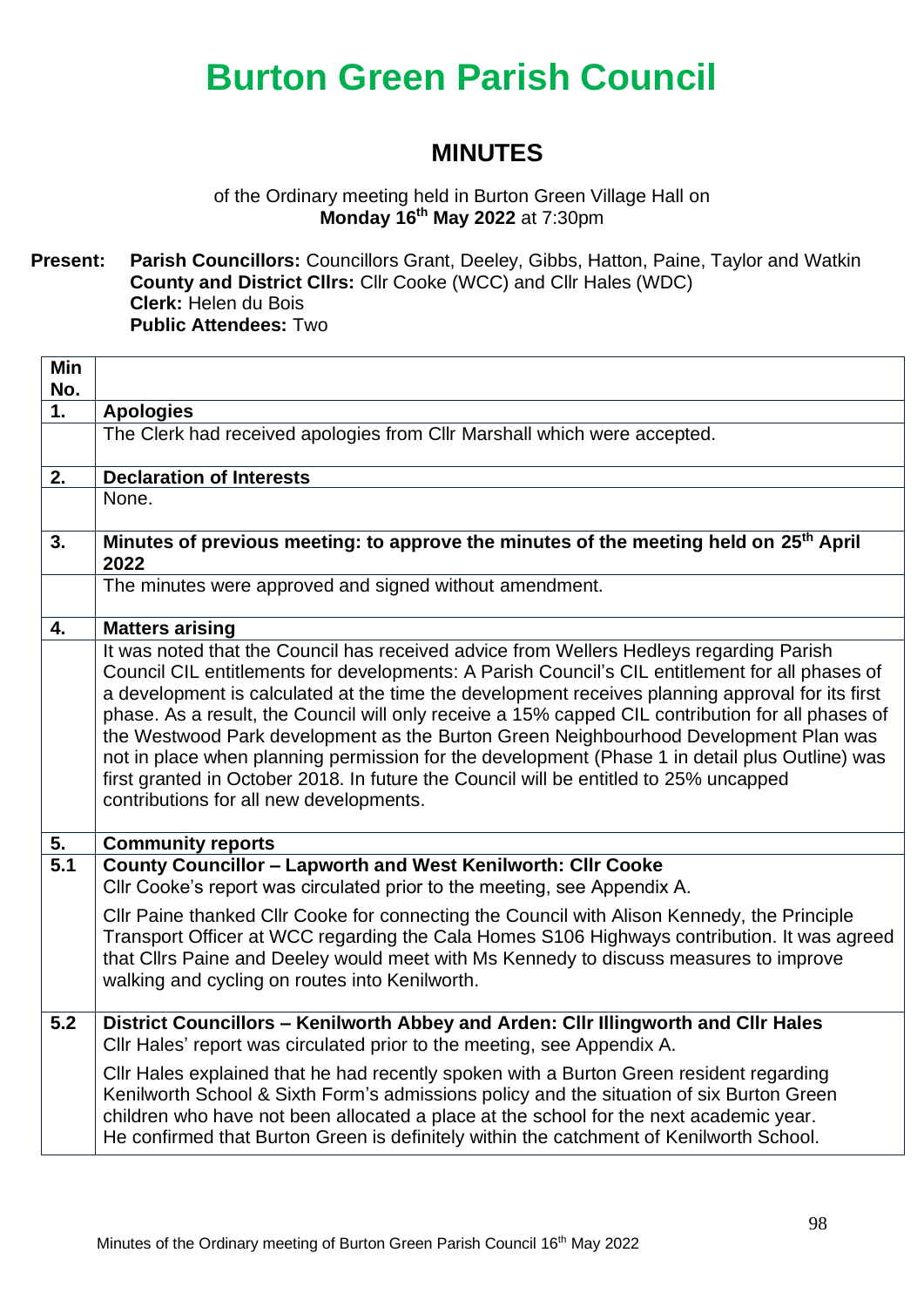// Burton Green Parish Council — Minutes, 16 May 2022, page 1 of 10

# Burton Green Parish Council

## MINUTES

of the Ordinary meeting held in Burton Green Village Hall on **Monday 16th May 2022** at 7:30pm

**Present:** **Parish Councillors:** Councillors Grant, Deeley, Gibbs, Hatton, Paine, Taylor and Watkin
**County and District Cllrs:** Cllr Cooke (WCC) and Cllr Hales (WDC)
**Clerk:** Helen du Bois
**Public Attendees:** Two

| Min No. | |
|---|---|
| **1.** | **Apologies** |
| | The Clerk had received apologies from Cllr Marshall which were accepted. |
| **2.** | **Declaration of Interests** |
| | None. |
| **3.** | **Minutes of previous meeting: to approve the minutes of the meeting held on 25th April 2022** |
| | The minutes were approved and signed without amendment. |
| **4.** | **Matters arising** |
| | It was noted that the Council has received advice from Wellers Hedleys regarding Parish Council CIL entitlements for developments: A Parish Council's CIL entitlement for all phases of a development is calculated at the time the development receives planning approval for its first phase. As a result, the Council will only receive a 15% capped CIL contribution for all phases of the Westwood Park development as the Burton Green Neighbourhood Development Plan was not in place when planning permission for the development (Phase 1 in detail plus Outline) was first granted in October 2018. In future the Council will be entitled to 25% uncapped contributions for all new developments. |
| **5.** | **Community reports** |
| **5.1** | **County Councillor – Lapworth and West Kenilworth: Cllr Cooke**<br>Cllr Cooke's report was circulated prior to the meeting, see Appendix A.<br><br>Cllr Paine thanked Cllr Cooke for connecting the Council with Alison Kennedy, the Principle Transport Officer at WCC regarding the Cala Homes S106 Highways contribution. It was agreed that Cllrs Paine and Deeley would meet with Ms Kennedy to discuss measures to improve walking and cycling on routes into Kenilworth. |
| **5.2** | **District Councillors – Kenilworth Abbey and Arden: Cllr Illingworth and Cllr Hales**<br>Cllr Hales' report was circulated prior to the meeting, see Appendix A.<br><br>Cllr Hales explained that he had recently spoken with a Burton Green resident regarding Kenilworth School & Sixth Form's admissions policy and the situation of six Burton Green children who have not been allocated a place at the school for the next academic year. He confirmed that Burton Green is definitely within the catchment of Kenilworth School. |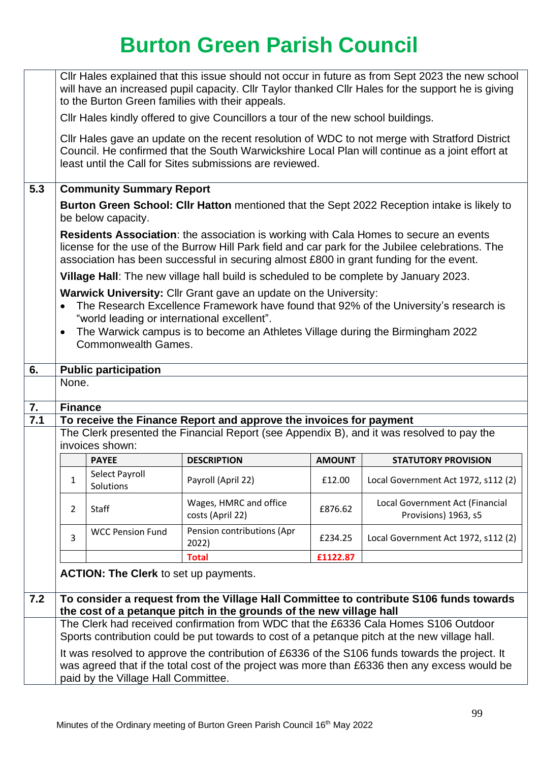# Burton Green Parish Council

Cllr Hales explained that this issue should not occur in future as from Sept 2023 the new school will have an increased pupil capacity. Cllr Taylor thanked Cllr Hales for the support he is giving to the Burton Green families with their appeals.

Cllr Hales kindly offered to give Councillors a tour of the new school buildings.

Cllr Hales gave an update on the recent resolution of WDC to not merge with Stratford District Council. He confirmed that the South Warwickshire Local Plan will continue as a joint effort at least until the Call for Sites submissions are reviewed.

## 5.3 Community Summary Report

**Burton Green School: Cllr Hatton** mentioned that the Sept 2022 Reception intake is likely to be below capacity.

**Residents Association**: the association is working with Cala Homes to secure an events license for the use of the Burrow Hill Park field and car park for the Jubilee celebrations. The association has been successful in securing almost £800 in grant funding for the event.

**Village Hall**: The new village hall build is scheduled to be complete by January 2023.

**Warwick University:** Cllr Grant gave an update on the University:

- The Research Excellence Framework have found that 92% of the University's research is "world leading or international excellent".
- The Warwick campus is to become an Athletes Village during the Birmingham 2022 Commonwealth Games.

## 6. Public participation

None.

## 7. Finance

### 7.1 To receive the Finance Report and approve the invoices for payment

The Clerk presented the Financial Report (see Appendix B), and it was resolved to pay the invoices shown:

| | PAYEE | DESCRIPTION | AMOUNT | STATUTORY PROVISION |
|---|---|---|---|---|
| 1 | Select Payroll Solutions | Payroll (April 22) | £12.00 | Local Government Act 1972, s112 (2) |
| 2 | Staff | Wages, HMRC and office costs (April 22) | £876.62 | Local Government Act (Financial Provisions) 1963, s5 |
| 3 | WCC Pension Fund | Pension contributions (Apr 2022) | £234.25 | Local Government Act 1972, s112 (2) |
| | | **Total** | **£1122.87** | |

**ACTION: The Clerk** to set up payments.

### 7.2 To consider a request from the Village Hall Committee to contribute S106 funds towards the cost of a petanque pitch in the grounds of the new village hall

The Clerk had received confirmation from WDC that the £6336 Cala Homes S106 Outdoor Sports contribution could be put towards to cost of a petanque pitch at the new village hall.

It was resolved to approve the contribution of £6336 of the S106 funds towards the project. It was agreed that if the total cost of the project was more than £6336 then any excess would be paid by the Village Hall Committee.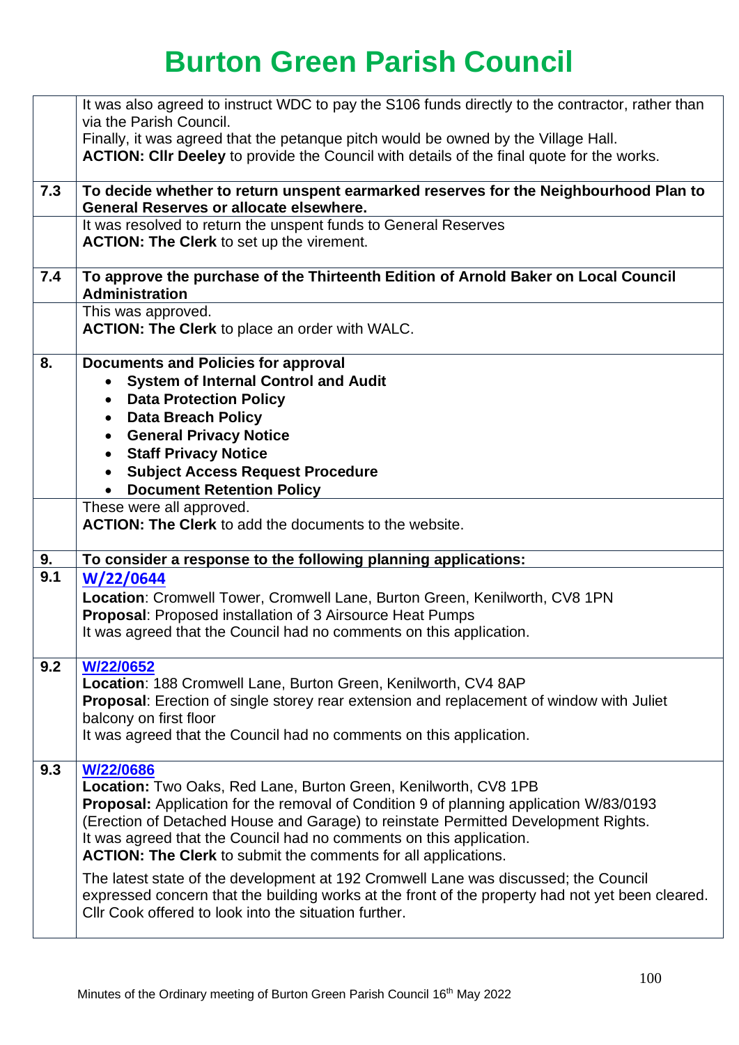# Burton Green Parish Council

| | |
|---|---|
| | It was also agreed to instruct WDC to pay the S106 funds directly to the contractor, rather than via the Parish Council.<br>Finally, it was agreed that the petanque pitch would be owned by the Village Hall.<br>**ACTION: Cllr Deeley** to provide the Council with details of the final quote for the works. |
| **7.3** | **To decide whether to return unspent earmarked reserves for the Neighbourhood Plan to General Reserves or allocate elsewhere.** |
| | It was resolved to return the unspent funds to General Reserves<br>**ACTION: The Clerk** to set up the virement. |
| **7.4** | **To approve the purchase of the Thirteenth Edition of Arnold Baker on Local Council Administration** |
| | This was approved.<br>**ACTION: The Clerk** to place an order with WALC. |
| **8.** | **Documents and Policies for approval**<br>• **System of Internal Control and Audit**<br>• **Data Protection Policy**<br>• **Data Breach Policy**<br>• **General Privacy Notice**<br>• **Staff Privacy Notice**<br>• **Subject Access Request Procedure**<br>• **Document Retention Policy** |
| | These were all approved.<br>**ACTION: The Clerk** to add the documents to the website. |
| **9.** | **To consider a response to the following planning applications:** |
| **9.1** | **W/22/0644**<br>**Location**: Cromwell Tower, Cromwell Lane, Burton Green, Kenilworth, CV8 1PN<br>**Proposal**: Proposed installation of 3 Airsource Heat Pumps<br>It was agreed that the Council had no comments on this application. |
| **9.2** | **W/22/0652**<br>**Location**: 188 Cromwell Lane, Burton Green, Kenilworth, CV4 8AP<br>**Proposal**: Erection of single storey rear extension and replacement of window with Juliet balcony on first floor<br>It was agreed that the Council had no comments on this application. |
| **9.3** | **W/22/0686**<br>**Location:** Two Oaks, Red Lane, Burton Green, Kenilworth, CV8 1PB<br>**Proposal:** Application for the removal of Condition 9 of planning application W/83/0193 (Erection of Detached House and Garage) to reinstate Permitted Development Rights.<br>It was agreed that the Council had no comments on this application.<br>**ACTION: The Clerk** to submit the comments for all applications.<br>The latest state of the development at 192 Cromwell Lane was discussed; the Council expressed concern that the building works at the front of the property had not yet been cleared. Cllr Cook offered to look into the situation further. |

Minutes of the Ordinary meeting of Burton Green Parish Council 16th May 2022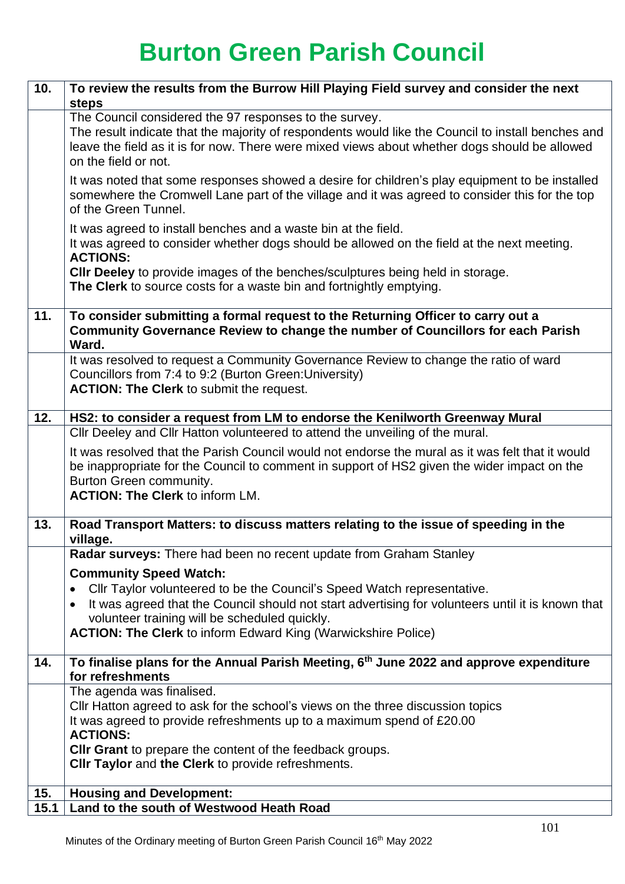# Burton Green Parish Council

| | |
|---|---|
| **10.** | **To review the results from the Burrow Hill Playing Field survey and consider the next steps** |
| | The Council considered the 97 responses to the survey.<br>The result indicate that the majority of respondents would like the Council to install benches and leave the field as it is for now. There were mixed views about whether dogs should be allowed on the field or not.<br><br>It was noted that some responses showed a desire for children's play equipment to be installed somewhere the Cromwell Lane part of the village and it was agreed to consider this for the top of the Green Tunnel.<br><br>It was agreed to install benches and a waste bin at the field.<br>It was agreed to consider whether dogs should be allowed on the field at the next meeting.<br>**ACTIONS:**<br>**Cllr Deeley** to provide images of the benches/sculptures being held in storage.<br>**The Clerk** to source costs for a waste bin and fortnightly emptying. |
| **11.** | **To consider submitting a formal request to the Returning Officer to carry out a Community Governance Review to change the number of Councillors for each Parish Ward.** |
| | It was resolved to request a Community Governance Review to change the ratio of ward Councillors from 7:4 to 9:2 (Burton Green:University)<br>**ACTION: The Clerk** to submit the request. |
| **12.** | **HS2: to consider a request from LM to endorse the Kenilworth Greenway Mural** |
| | Cllr Deeley and Cllr Hatton volunteered to attend the unveiling of the mural.<br><br>It was resolved that the Parish Council would not endorse the mural as it was felt that it would be inappropriate for the Council to comment in support of HS2 given the wider impact on the Burton Green community.<br>**ACTION: The Clerk** to inform LM. |
| **13.** | **Road Transport Matters: to discuss matters relating to the issue of speeding in the village.** |
| | **Radar surveys:** There had been no recent update from Graham Stanley<br><br>**Community Speed Watch:**<br>• Cllr Taylor volunteered to be the Council's Speed Watch representative.<br>• It was agreed that the Council should not start advertising for volunteers until it is known that volunteer training will be scheduled quickly.<br>**ACTION: The Clerk** to inform Edward King (Warwickshire Police) |
| **14.** | **To finalise plans for the Annual Parish Meeting, 6th June 2022 and approve expenditure for refreshments** |
| | The agenda was finalised.<br>Cllr Hatton agreed to ask for the school's views on the three discussion topics<br>It was agreed to provide refreshments up to a maximum spend of £20.00<br>**ACTIONS:**<br>**Cllr Grant** to prepare the content of the feedback groups.<br>**Cllr Taylor** and **the Clerk** to provide refreshments. |
| **15.** | **Housing and Development:** |
| **15.1** | **Land to the south of Westwood Heath Road** |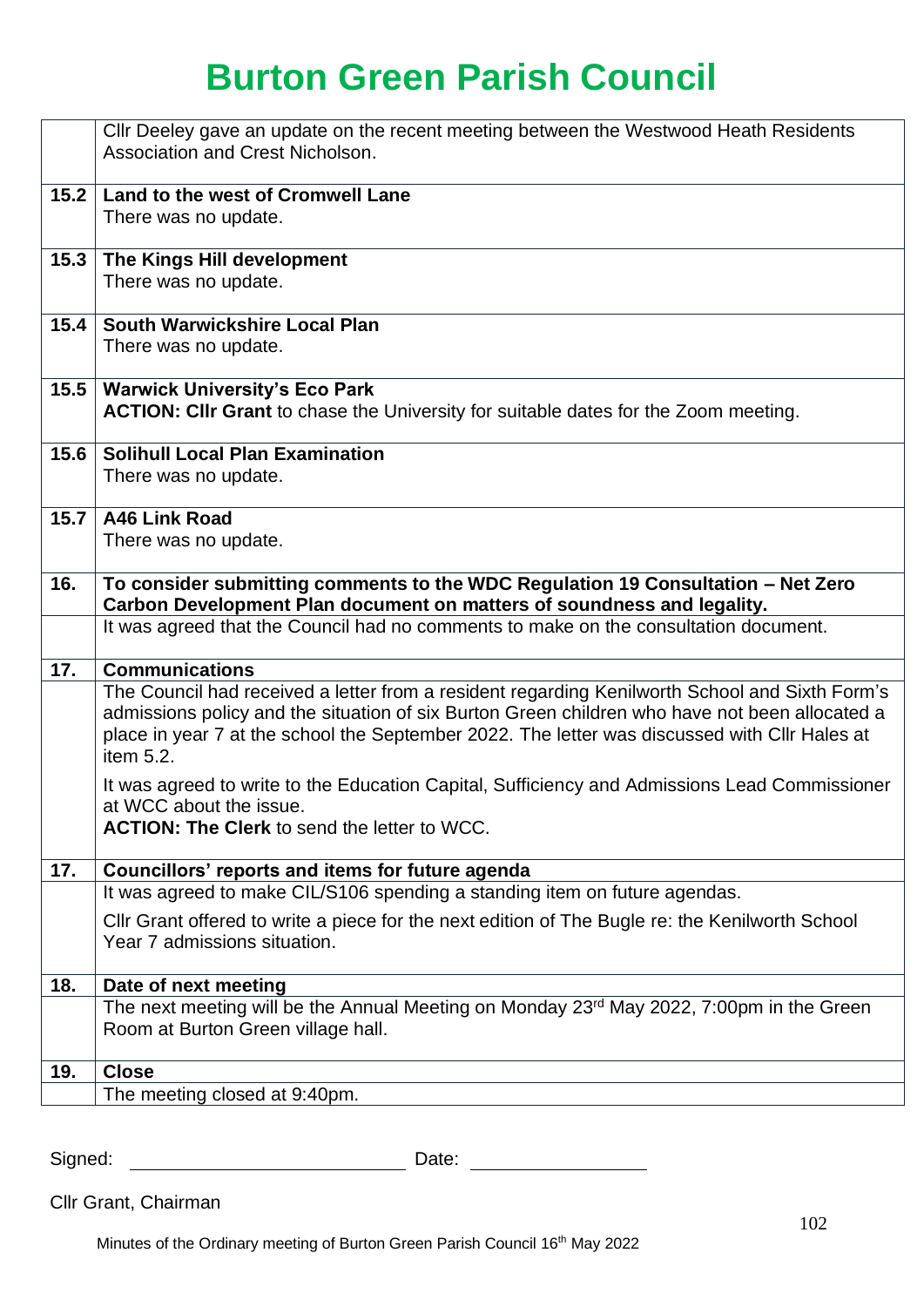# Burton Green Parish Council

| | |
|---|---|
| | Cllr Deeley gave an update on the recent meeting between the Westwood Heath Residents Association and Crest Nicholson. |
| **15.2** | **Land to the west of Cromwell Lane**<br>There was no update. |
| **15.3** | **The Kings Hill development**<br>There was no update. |
| **15.4** | **South Warwickshire Local Plan**<br>There was no update. |
| **15.5** | **Warwick University's Eco Park**<br>**ACTION: Cllr Grant** to chase the University for suitable dates for the Zoom meeting. |
| **15.6** | **Solihull Local Plan Examination**<br>There was no update. |
| **15.7** | **A46 Link Road**<br>There was no update. |
| **16.** | **To consider submitting comments to the WDC Regulation 19 Consultation – Net Zero Carbon Development Plan document on matters of soundness and legality.** |
| | It was agreed that the Council had no comments to make on the consultation document. |
| **17.** | **Communications** |
| | The Council had received a letter from a resident regarding Kenilworth School and Sixth Form's admissions policy and the situation of six Burton Green children who have not been allocated a place in year 7 at the school the September 2022. The letter was discussed with Cllr Hales at item 5.2.<br><br>It was agreed to write to the Education Capital, Sufficiency and Admissions Lead Commissioner at WCC about the issue.<br>**ACTION: The Clerk** to send the letter to WCC. |
| **17.** | **Councillors' reports and items for future agenda** |
| | It was agreed to make CIL/S106 spending a standing item on future agendas.<br><br>Cllr Grant offered to write a piece for the next edition of The Bugle re: the Kenilworth School Year 7 admissions situation. |
| **18.** | **Date of next meeting** |
| | The next meeting will be the Annual Meeting on Monday 23rd May 2022, 7:00pm in the Green Room at Burton Green village hall. |
| **19.** | **Close** |
| | The meeting closed at 9:40pm. |

Signed: ______________________ Date: ______________

Cllr Grant, Chairman

Minutes of the Ordinary meeting of Burton Green Parish Council 16th May 2022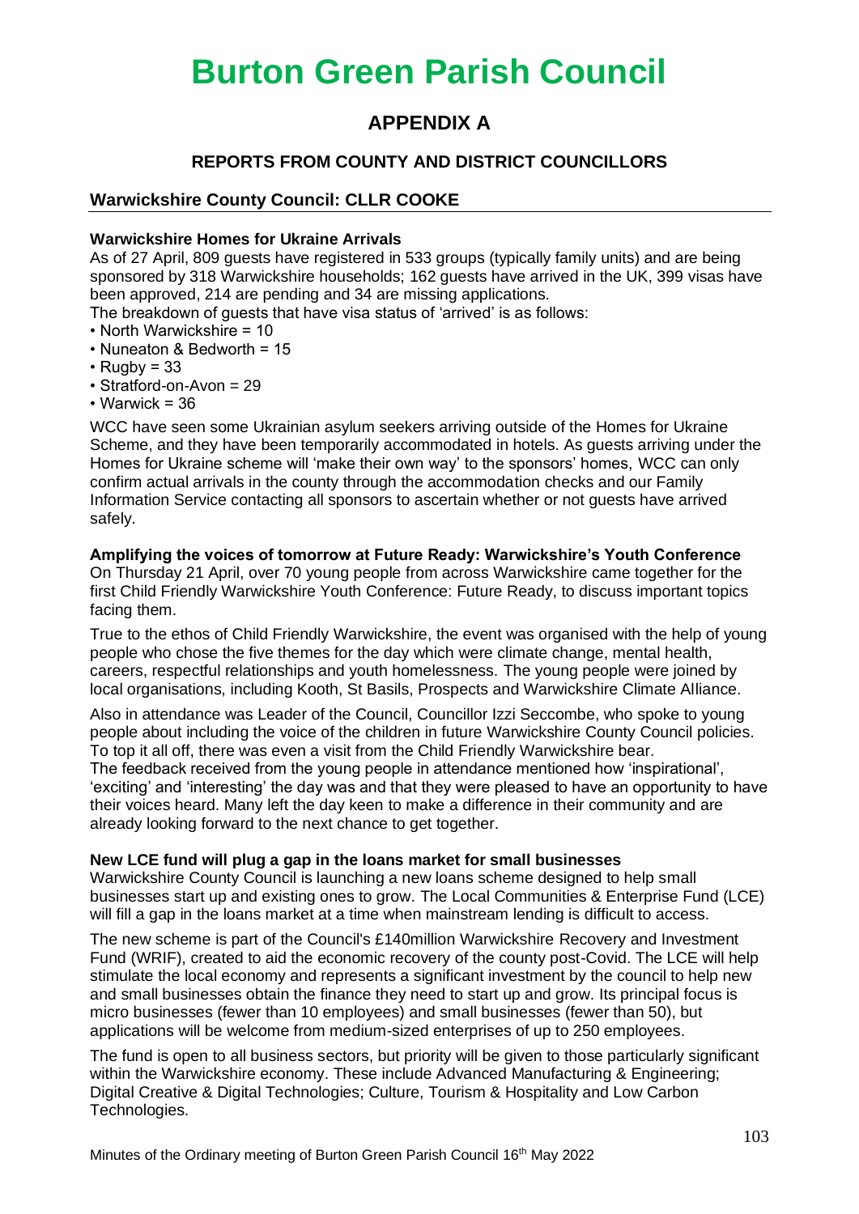# Burton Green Parish Council

## APPENDIX A

### REPORTS FROM COUNTY AND DISTRICT COUNCILLORS

### Warwickshire County Council: CLLR COOKE

**Warwickshire Homes for Ukraine Arrivals**

As of 27 April, 809 guests have registered in 533 groups (typically family units) and are being sponsored by 318 Warwickshire households; 162 guests have arrived in the UK, 399 visas have been approved, 214 are pending and 34 are missing applications.

The breakdown of guests that have visa status of 'arrived' is as follows:

- North Warwickshire = 10
- Nuneaton & Bedworth = 15
- Rugby = 33
- Stratford-on-Avon = 29
- Warwick = 36

WCC have seen some Ukrainian asylum seekers arriving outside of the Homes for Ukraine Scheme, and they have been temporarily accommodated in hotels. As guests arriving under the Homes for Ukraine scheme will 'make their own way' to the sponsors' homes, WCC can only confirm actual arrivals in the county through the accommodation checks and our Family Information Service contacting all sponsors to ascertain whether or not guests have arrived safely.

**Amplifying the voices of tomorrow at Future Ready: Warwickshire's Youth Conference**

On Thursday 21 April, over 70 young people from across Warwickshire came together for the first Child Friendly Warwickshire Youth Conference: Future Ready, to discuss important topics facing them.

True to the ethos of Child Friendly Warwickshire, the event was organised with the help of young people who chose the five themes for the day which were climate change, mental health, careers, respectful relationships and youth homelessness. The young people were joined by local organisations, including Kooth, St Basils, Prospects and Warwickshire Climate Alliance.

Also in attendance was Leader of the Council, Councillor Izzi Seccombe, who spoke to young people about including the voice of the children in future Warwickshire County Council policies. To top it all off, there was even a visit from the Child Friendly Warwickshire bear.
The feedback received from the young people in attendance mentioned how 'inspirational', 'exciting' and 'interesting' the day was and that they were pleased to have an opportunity to have their voices heard. Many left the day keen to make a difference in their community and are already looking forward to the next chance to get together.

**New LCE fund will plug a gap in the loans market for small businesses**

Warwickshire County Council is launching a new loans scheme designed to help small businesses start up and existing ones to grow. The Local Communities & Enterprise Fund (LCE) will fill a gap in the loans market at a time when mainstream lending is difficult to access.

The new scheme is part of the Council's £140million Warwickshire Recovery and Investment Fund (WRIF), created to aid the economic recovery of the county post-Covid. The LCE will help stimulate the local economy and represents a significant investment by the council to help new and small businesses obtain the finance they need to start up and grow. Its principal focus is micro businesses (fewer than 10 employees) and small businesses (fewer than 50), but applications will be welcome from medium-sized enterprises of up to 250 employees.

The fund is open to all business sectors, but priority will be given to those particularly significant within the Warwickshire economy. These include Advanced Manufacturing & Engineering; Digital Creative & Digital Technologies; Culture, Tourism & Hospitality and Low Carbon Technologies.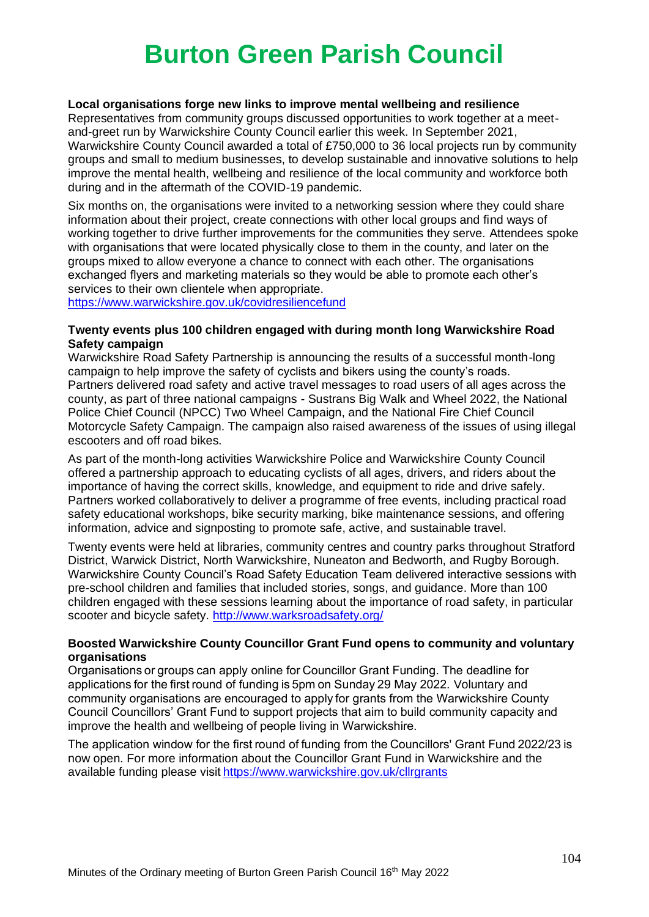# Burton Green Parish Council

**Local organisations forge new links to improve mental wellbeing and resilience**

Representatives from community groups discussed opportunities to work together at a meet-and-greet run by Warwickshire County Council earlier this week. In September 2021, Warwickshire County Council awarded a total of £750,000 to 36 local projects run by community groups and small to medium businesses, to develop sustainable and innovative solutions to help improve the mental health, wellbeing and resilience of the local community and workforce both during and in the aftermath of the COVID-19 pandemic.

Six months on, the organisations were invited to a networking session where they could share information about their project, create connections with other local groups and find ways of working together to drive further improvements for the communities they serve. Attendees spoke with organisations that were located physically close to them in the county, and later on the groups mixed to allow everyone a chance to connect with each other. The organisations exchanged flyers and marketing materials so they would be able to promote each other's services to their own clientele when appropriate.
https://www.warwickshire.gov.uk/covidresiliencefund

**Twenty events plus 100 children engaged with during month long Warwickshire Road Safety campaign**

Warwickshire Road Safety Partnership is announcing the results of a successful month-long campaign to help improve the safety of cyclists and bikers using the county's roads. Partners delivered road safety and active travel messages to road users of all ages across the county, as part of three national campaigns - Sustrans Big Walk and Wheel 2022, the National Police Chief Council (NPCC) Two Wheel Campaign, and the National Fire Chief Council Motorcycle Safety Campaign. The campaign also raised awareness of the issues of using illegal escooters and off road bikes.

As part of the month-long activities Warwickshire Police and Warwickshire County Council offered a partnership approach to educating cyclists of all ages, drivers, and riders about the importance of having the correct skills, knowledge, and equipment to ride and drive safely. Partners worked collaboratively to deliver a programme of free events, including practical road safety educational workshops, bike security marking, bike maintenance sessions, and offering information, advice and signposting to promote safe, active, and sustainable travel.

Twenty events were held at libraries, community centres and country parks throughout Stratford District, Warwick District, North Warwickshire, Nuneaton and Bedworth, and Rugby Borough. Warwickshire County Council's Road Safety Education Team delivered interactive sessions with pre-school children and families that included stories, songs, and guidance. More than 100 children engaged with these sessions learning about the importance of road safety, in particular scooter and bicycle safety. http://www.warksroadsafety.org/

**Boosted Warwickshire County Councillor Grant Fund opens to community and voluntary organisations**

Organisations or groups can apply online for Councillor Grant Funding. The deadline for applications for the first round of funding is 5pm on Sunday 29 May 2022. Voluntary and community organisations are encouraged to apply for grants from the Warwickshire County Council Councillors' Grant Fund to support projects that aim to build community capacity and improve the health and wellbeing of people living in Warwickshire.

The application window for the first round of funding from the Councillors' Grant Fund 2022/23 is now open. For more information about the Councillor Grant Fund in Warwickshire and the available funding please visit https://www.warwickshire.gov.uk/cllrgrants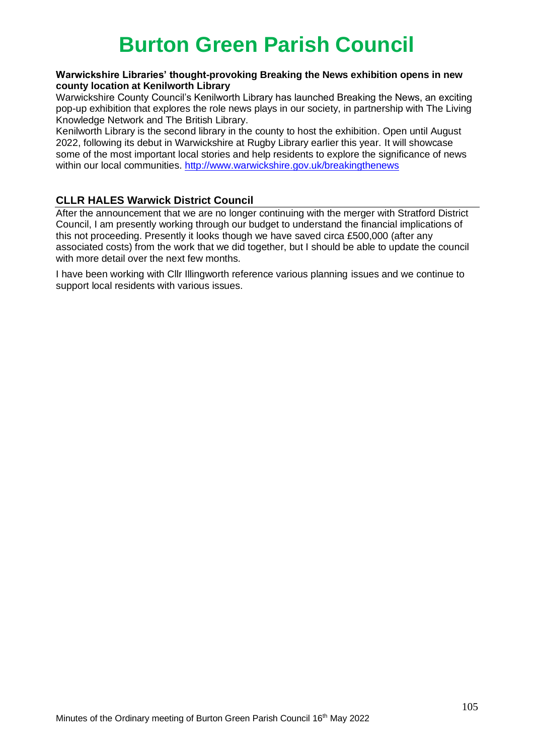# Burton Green Parish Council

**Warwickshire Libraries' thought-provoking Breaking the News exhibition opens in new county location at Kenilworth Library**

Warwickshire County Council's Kenilworth Library has launched Breaking the News, an exciting pop-up exhibition that explores the role news plays in our society, in partnership with The Living Knowledge Network and The British Library.

Kenilworth Library is the second library in the county to host the exhibition. Open until August 2022, following its debut in Warwickshire at Rugby Library earlier this year. It will showcase some of the most important local stories and help residents to explore the significance of news within our local communities. [http://www.warwickshire.gov.uk/breakingthenews](http://www.warwickshire.gov.uk/breakingthenews)

## CLLR HALES Warwick District Council

After the announcement that we are no longer continuing with the merger with Stratford District Council, I am presently working through our budget to understand the financial implications of this not proceeding. Presently it looks though we have saved circa £500,000 (after any associated costs) from the work that we did together, but I should be able to update the council with more detail over the next few months.

I have been working with Cllr Illingworth reference various planning issues and we continue to support local residents with various issues.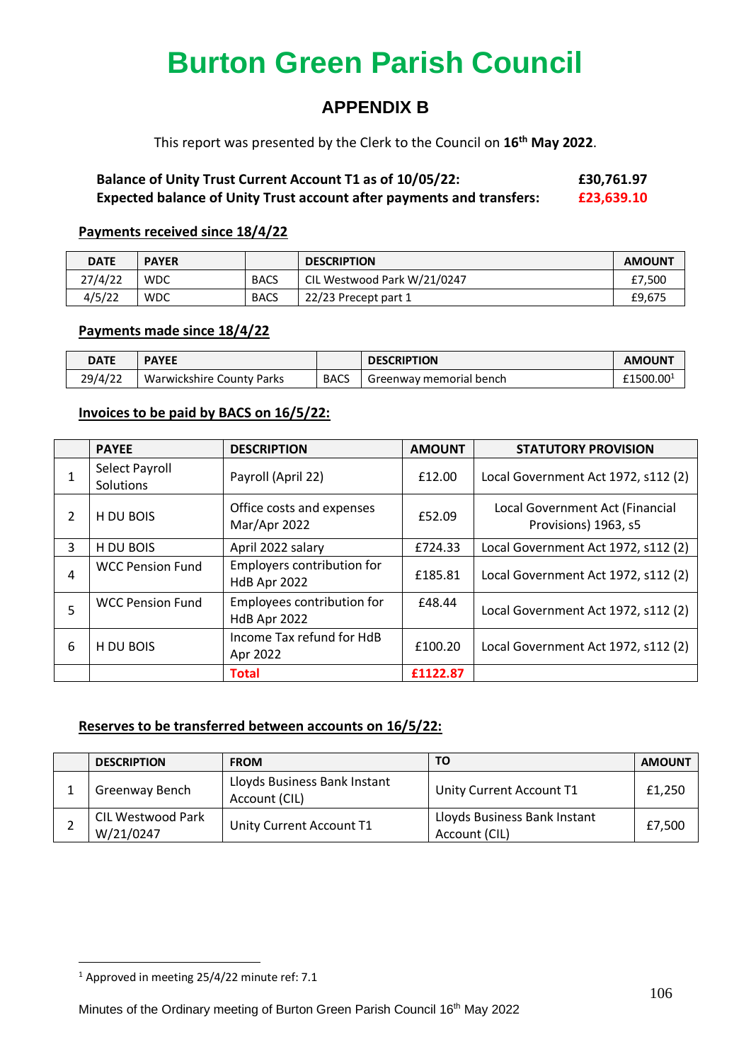# Burton Green Parish Council

## APPENDIX B

This report was presented by the Clerk to the Council on 16th **May 2022**.

**Balance of Unity Trust Current Account T1 as of 10/05/22: £30,761.97**
**Expected balance of Unity Trust account after payments and transfers: £23,639.10**

**Payments received since 18/4/22**

| DATE | PAYER | | DESCRIPTION | AMOUNT |
|---|---|---|---|---|
| 27/4/22 | WDC | BACS | CIL Westwood Park W/21/0247 | £7,500 |
| 4/5/22 | WDC | BACS | 22/23 Precept part 1 | £9,675 |

**Payments made since 18/4/22**

| DATE | PAYEE | | DESCRIPTION | AMOUNT |
|---|---|---|---|---|
| 29/4/22 | Warwickshire County Parks | BACS | Greenway memorial bench | £1500.00[1] |

**Invoices to be paid by BACS on 16/5/22:**

| | PAYEE | DESCRIPTION | AMOUNT | STATUTORY PROVISION |
|---|---|---|---|---|
| 1 | Select Payroll Solutions | Payroll (April 22) | £12.00 | Local Government Act 1972, s112 (2) |
| 2 | H DU BOIS | Office costs and expenses Mar/Apr 2022 | £52.09 | Local Government Act (Financial Provisions) 1963, s5 |
| 3 | H DU BOIS | April 2022 salary | £724.33 | Local Government Act 1972, s112 (2) |
| 4 | WCC Pension Fund | Employers contribution for HdB Apr 2022 | £185.81 | Local Government Act 1972, s112 (2) |
| 5 | WCC Pension Fund | Employees contribution for HdB Apr 2022 | £48.44 | Local Government Act 1972, s112 (2) |
| 6 | H DU BOIS | Income Tax refund for HdB Apr 2022 | £100.20 | Local Government Act 1972, s112 (2) |
| | | **Total** | **£1122.87** | |

**Reserves to be transferred between accounts on 16/5/22:**

| | DESCRIPTION | FROM | TO | AMOUNT |
|---|---|---|---|---|
| 1 | Greenway Bench | Lloyds Business Bank Instant Account (CIL) | Unity Current Account T1 | £1,250 |
| 2 | CIL Westwood Park W/21/0247 | Unity Current Account T1 | Lloyds Business Bank Instant Account (CIL) | £7,500 |

[1] Approved in meeting 25/4/22 minute ref: 7.1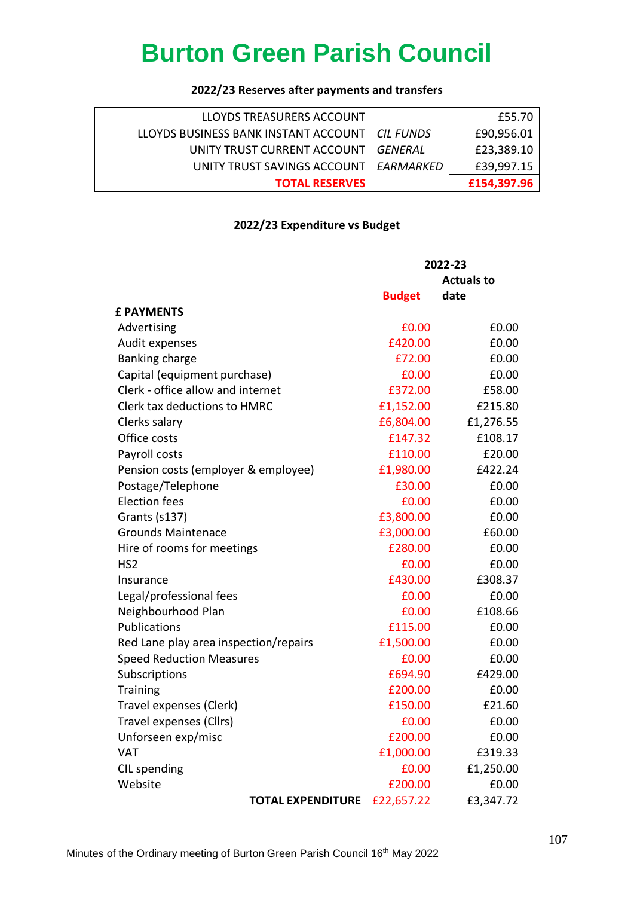# Burton Green Parish Council

## 2022/23 Reserves after payments and transfers

| | | |
|---|---|---|
| LLOYDS TREASURERS ACCOUNT | | £55.70 |
| LLOYDS BUSINESS BANK INSTANT ACCOUNT | *CIL FUNDS* | £90,956.01 |
| UNITY TRUST CURRENT ACCOUNT | *GENERAL* | £23,389.10 |
| UNITY TRUST SAVINGS ACCOUNT | *EARMARKED* | £39,997.15 |
| **TOTAL RESERVES** | | **£154,397.96** |

## 2022/23 Expenditure vs Budget

| | 2022-23 | |
|---|---|---|
| | **Budget** | **Actuals to date** |
| **£ PAYMENTS** | | |
| Advertising | £0.00 | £0.00 |
| Audit expenses | £420.00 | £0.00 |
| Banking charge | £72.00 | £0.00 |
| Capital (equipment purchase) | £0.00 | £0.00 |
| Clerk - office allow and internet | £372.00 | £58.00 |
| Clerk tax deductions to HMRC | £1,152.00 | £215.80 |
| Clerks salary | £6,804.00 | £1,276.55 |
| Office costs | £147.32 | £108.17 |
| Payroll costs | £110.00 | £20.00 |
| Pension costs (employer & employee) | £1,980.00 | £422.24 |
| Postage/Telephone | £30.00 | £0.00 |
| Election fees | £0.00 | £0.00 |
| Grants (s137) | £3,800.00 | £0.00 |
| Grounds Maintenace | £3,000.00 | £60.00 |
| Hire of rooms for meetings | £280.00 | £0.00 |
| HS2 | £0.00 | £0.00 |
| Insurance | £430.00 | £308.37 |
| Legal/professional fees | £0.00 | £0.00 |
| Neighbourhood Plan | £0.00 | £108.66 |
| Publications | £115.00 | £0.00 |
| Red Lane play area inspection/repairs | £1,500.00 | £0.00 |
| Speed Reduction Measures | £0.00 | £0.00 |
| Subscriptions | £694.90 | £429.00 |
| Training | £200.00 | £0.00 |
| Travel expenses (Clerk) | £150.00 | £21.60 |
| Travel expenses (Cllrs) | £0.00 | £0.00 |
| Unforseen exp/misc | £200.00 | £0.00 |
| VAT | £1,000.00 | £319.33 |
| CIL spending | £0.00 | £1,250.00 |
| Website | £200.00 | £0.00 |
| **TOTAL EXPENDITURE** | £22,657.22 | £3,347.72 |